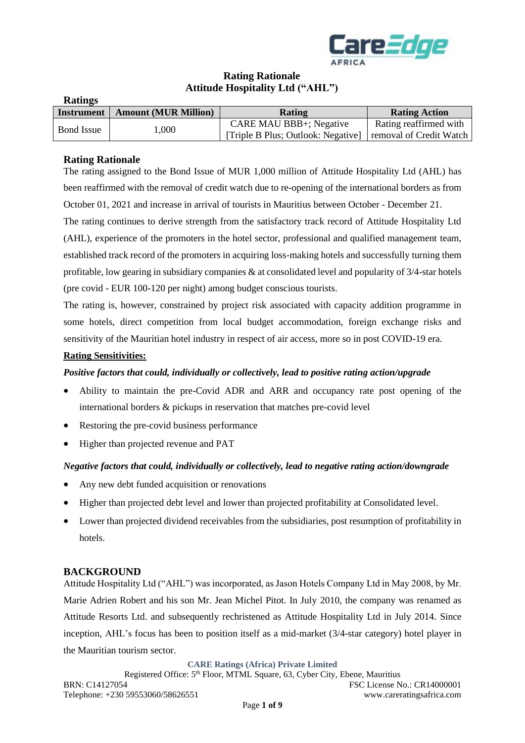# Rating Rationale
## Attitude Hospitality Ltd ("AHL")

**Ratings**

| Instrument | Amount (MUR Million) | Rating | Rating Action |
|---|---|---|---|
| Bond Issue | 1,000 | CARE MAU BBB+; Negative [Triple B Plus; Outlook: Negative] | Rating reaffirmed with removal of Credit Watch |

## Rating Rationale

The rating assigned to the Bond Issue of MUR 1,000 million of Attitude Hospitality Ltd (AHL) has been reaffirmed with the removal of credit watch due to re-opening of the international borders as from October 01, 2021 and increase in arrival of tourists in Mauritius between October - December 21.

The rating continues to derive strength from the satisfactory track record of Attitude Hospitality Ltd (AHL), experience of the promoters in the hotel sector, professional and qualified management team, established track record of the promoters in acquiring loss-making hotels and successfully turning them profitable, low gearing in subsidiary companies & at consolidated level and popularity of 3/4-star hotels (pre covid - EUR 100-120 per night) among budget conscious tourists.

The rating is, however, constrained by project risk associated with capacity addition programme in some hotels, direct competition from local budget accommodation, foreign exchange risks and sensitivity of the Mauritian hotel industry in respect of air access, more so in post COVID-19 era.

**Rating Sensitivities:**

***Positive factors that could, individually or collectively, lead to positive rating action/upgrade***

- Ability to maintain the pre-Covid ADR and ARR and occupancy rate post opening of the international borders & pickups in reservation that matches pre-covid level
- Restoring the pre-covid business performance
- Higher than projected revenue and PAT

***Negative factors that could, individually or collectively, lead to negative rating action/downgrade***

- Any new debt funded acquisition or renovations
- Higher than projected debt level and lower than projected profitability at Consolidated level.
- Lower than projected dividend receivables from the subsidiaries, post resumption of profitability in hotels.

## BACKGROUND

Attitude Hospitality Ltd ("AHL") was incorporated, as Jason Hotels Company Ltd in May 2008, by Mr. Marie Adrien Robert and his son Mr. Jean Michel Pitot. In July 2010, the company was renamed as Attitude Resorts Ltd. and subsequently rechristened as Attitude Hospitality Ltd in July 2014. Since inception, AHL's focus has been to position itself as a mid-market (3/4-star category) hotel player in the Mauritian tourism sector.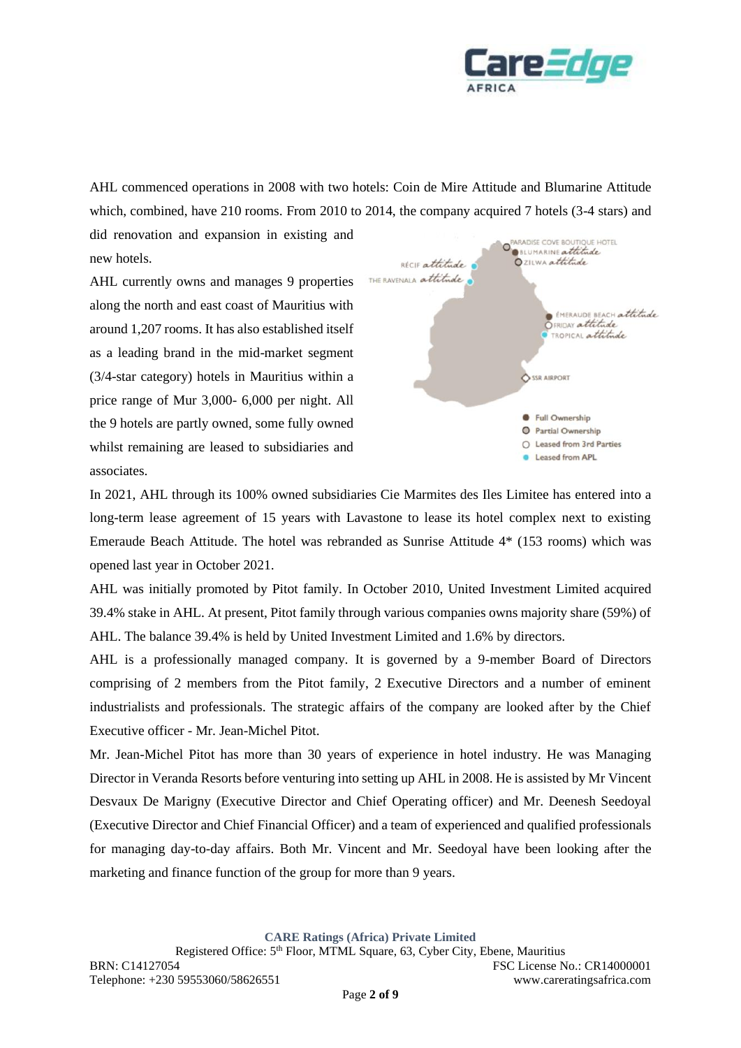AHL commenced operations in 2008 with two hotels: Coin de Mire Attitude and Blumarine Attitude which, combined, have 210 rooms. From 2010 to 2014, the company acquired 7 hotels (3-4 stars) and did renovation and expansion in existing and new hotels.

AHL currently owns and manages 9 properties along the north and east coast of Mauritius with around 1,207 rooms. It has also established itself as a leading brand in the mid-market segment (3/4-star category) hotels in Mauritius within a price range of Mur 3,000- 6,000 per night. All the 9 hotels are partly owned, some fully owned whilst remaining are leased to subsidiaries and associates.

In 2021, AHL through its 100% owned subsidiaries Cie Marmites des Iles Limitee has entered into a long-term lease agreement of 15 years with Lavastone to lease its hotel complex next to existing Emeraude Beach Attitude. The hotel was rebranded as Sunrise Attitude 4* (153 rooms) which was opened last year in October 2021.

AHL was initially promoted by Pitot family. In October 2010, United Investment Limited acquired 39.4% stake in AHL. At present, Pitot family through various companies owns majority share (59%) of AHL. The balance 39.4% is held by United Investment Limited and 1.6% by directors.

AHL is a professionally managed company. It is governed by a 9-member Board of Directors comprising of 2 members from the Pitot family, 2 Executive Directors and a number of eminent industrialists and professionals. The strategic affairs of the company are looked after by the Chief Executive officer - Mr. Jean-Michel Pitot.

Mr. Jean-Michel Pitot has more than 30 years of experience in hotel industry. He was Managing Director in Veranda Resorts before venturing into setting up AHL in 2008. He is assisted by Mr Vincent Desvaux De Marigny (Executive Director and Chief Operating officer) and Mr. Deenesh Seedoyal (Executive Director and Chief Financial Officer) and a team of experienced and qualified professionals for managing day-to-day affairs. Both Mr. Vincent and Mr. Seedoyal have been looking after the marketing and finance function of the group for more than 9 years.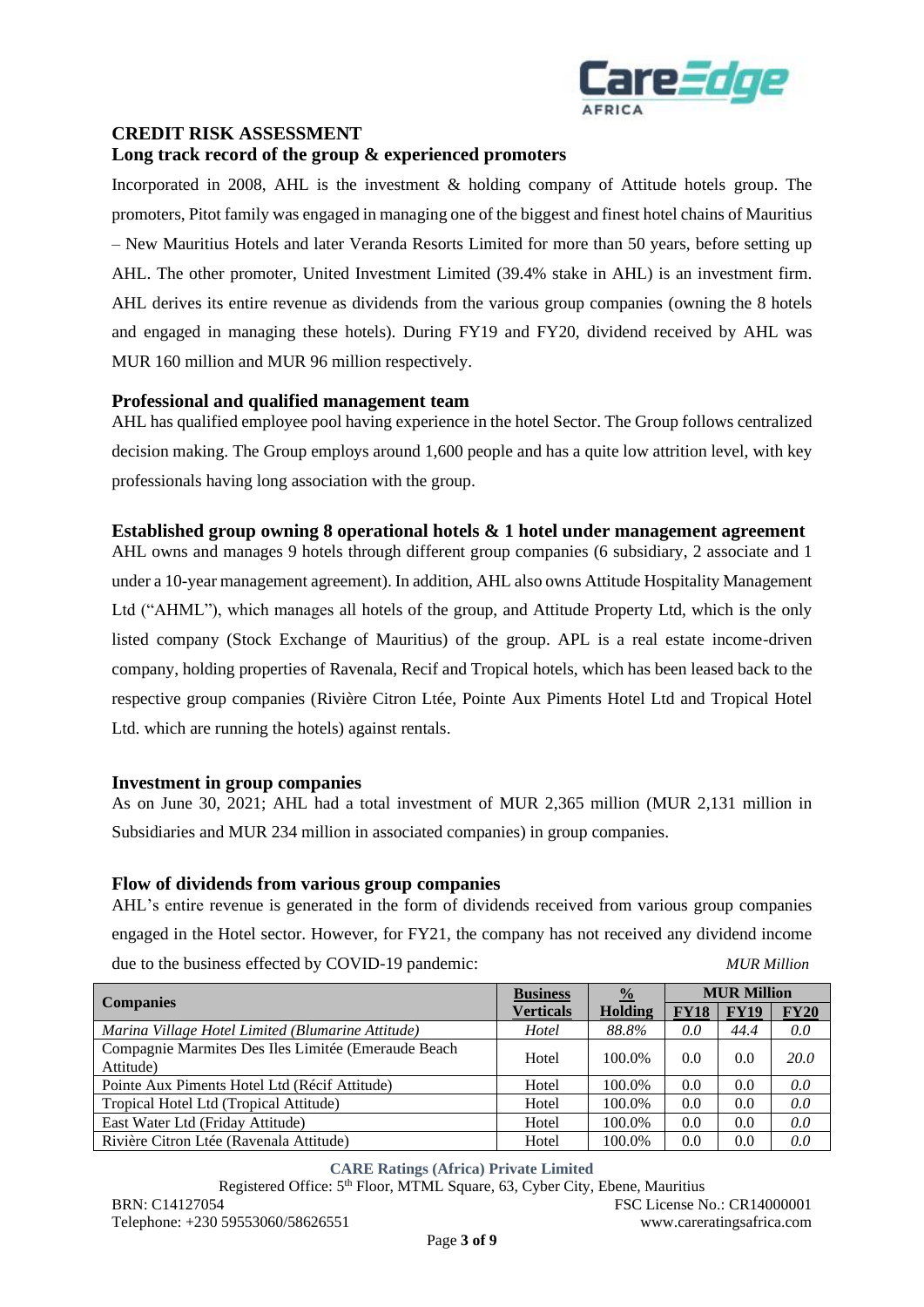## CREDIT RISK ASSESSMENT

### Long track record of the group & experienced promoters

Incorporated in 2008, AHL is the investment & holding company of Attitude hotels group. The promoters, Pitot family was engaged in managing one of the biggest and finest hotel chains of Mauritius – New Mauritius Hotels and later Veranda Resorts Limited for more than 50 years, before setting up AHL. The other promoter, United Investment Limited (39.4% stake in AHL) is an investment firm. AHL derives its entire revenue as dividends from the various group companies (owning the 8 hotels and engaged in managing these hotels). During FY19 and FY20, dividend received by AHL was MUR 160 million and MUR 96 million respectively.

### Professional and qualified management team

AHL has qualified employee pool having experience in the hotel Sector. The Group follows centralized decision making. The Group employs around 1,600 people and has a quite low attrition level, with key professionals having long association with the group.

### Established group owning 8 operational hotels & 1 hotel under management agreement

AHL owns and manages 9 hotels through different group companies (6 subsidiary, 2 associate and 1 under a 10-year management agreement). In addition, AHL also owns Attitude Hospitality Management Ltd ("AHML"), which manages all hotels of the group, and Attitude Property Ltd, which is the only listed company (Stock Exchange of Mauritius) of the group. APL is a real estate income-driven company, holding properties of Ravenala, Recif and Tropical hotels, which has been leased back to the respective group companies (Rivière Citron Ltée, Pointe Aux Piments Hotel Ltd and Tropical Hotel Ltd. which are running the hotels) against rentals.

### Investment in group companies

As on June 30, 2021; AHL had a total investment of MUR 2,365 million (MUR 2,131 million in Subsidiaries and MUR 234 million in associated companies) in group companies.

### Flow of dividends from various group companies

AHL's entire revenue is generated in the form of dividends received from various group companies engaged in the Hotel sector. However, for FY21, the company has not received any dividend income due to the business effected by COVID-19 pandemic: *MUR Million*

| Companies | Business Verticals | % Holding | MUR Million | | |
|---|---|---|---|---|---|
| | | | FY18 | FY19 | FY20 |
| *Marina Village Hotel Limited (Blumarine Attitude)* | *Hotel* | *88.8%* | *0.0* | *44.4* | *0.0* |
| Compagnie Marmites Des Iles Limitée (Emeraude Beach Attitude) | Hotel | 100.0% | 0.0 | 0.0 | *20.0* |
| Pointe Aux Piments Hotel Ltd (Récif Attitude) | Hotel | 100.0% | 0.0 | 0.0 | *0.0* |
| Tropical Hotel Ltd (Tropical Attitude) | Hotel | 100.0% | 0.0 | 0.0 | *0.0* |
| East Water Ltd (Friday Attitude) | Hotel | 100.0% | 0.0 | 0.0 | *0.0* |
| Rivière Citron Ltée (Ravenala Attitude) | Hotel | 100.0% | 0.0 | 0.0 | *0.0* |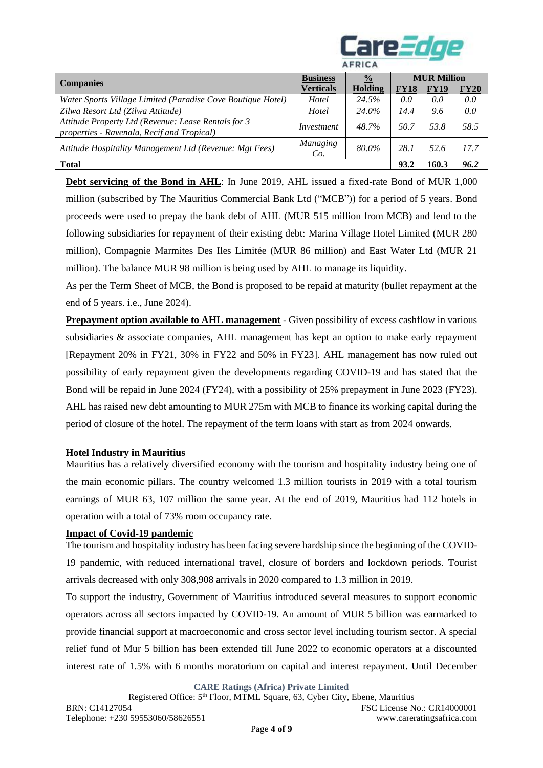| Companies | Business Verticals | % Holding | MUR Million | | |
|---|---|---|---|---|---|
| | | | FY18 | FY19 | FY20 |
| *Water Sports Village Limited (Paradise Cove Boutique Hotel)* | *Hotel* | *24.5%* | *0.0* | *0.0* | *0.0* |
| *Zilwa Resort Ltd (Zilwa Attitude)* | *Hotel* | *24.0%* | *14.4* | *9.6* | *0.0* |
| *Attitude Property Ltd (Revenue: Lease Rentals for 3 properties - Ravenala, Recif and Tropical)* | *Investment* | *48.7%* | *50.7* | *53.8* | *58.5* |
| *Attitude Hospitality Management Ltd (Revenue: Mgt Fees)* | *Managing Co.* | *80.0%* | *28.1* | *52.6* | *17.7* |
| **Total** | | | **93.2** | **160.3** | ***96.2*** |

**Debt servicing of the Bond in AHL**: In June 2019, AHL issued a fixed-rate Bond of MUR 1,000 million (subscribed by The Mauritius Commercial Bank Ltd ("MCB")) for a period of 5 years. Bond proceeds were used to prepay the bank debt of AHL (MUR 515 million from MCB) and lend to the following subsidiaries for repayment of their existing debt: Marina Village Hotel Limited (MUR 280 million), Compagnie Marmites Des Iles Limitée (MUR 86 million) and East Water Ltd (MUR 21 million). The balance MUR 98 million is being used by AHL to manage its liquidity.

As per the Term Sheet of MCB, the Bond is proposed to be repaid at maturity (bullet repayment at the end of 5 years. i.e., June 2024).

**Prepayment option available to AHL management** - Given possibility of excess cashflow in various subsidiaries & associate companies, AHL management has kept an option to make early repayment [Repayment 20% in FY21, 30% in FY22 and 50% in FY23]. AHL management has now ruled out possibility of early repayment given the developments regarding COVID-19 and has stated that the Bond will be repaid in June 2024 (FY24), with a possibility of 25% prepayment in June 2023 (FY23). AHL has raised new debt amounting to MUR 275m with MCB to finance its working capital during the period of closure of the hotel. The repayment of the term loans with start as from 2024 onwards.

**Hotel Industry in Mauritius**

Mauritius has a relatively diversified economy with the tourism and hospitality industry being one of the main economic pillars. The country welcomed 1.3 million tourists in 2019 with a total tourism earnings of MUR 63, 107 million the same year. At the end of 2019, Mauritius had 112 hotels in operation with a total of 73% room occupancy rate.

**Impact of Covid-19 pandemic**

The tourism and hospitality industry has been facing severe hardship since the beginning of the COVID-19 pandemic, with reduced international travel, closure of borders and lockdown periods. Tourist arrivals decreased with only 308,908 arrivals in 2020 compared to 1.3 million in 2019.

To support the industry, Government of Mauritius introduced several measures to support economic operators across all sectors impacted by COVID-19. An amount of MUR 5 billion was earmarked to provide financial support at macroeconomic and cross sector level including tourism sector. A special relief fund of Mur 5 billion has been extended till June 2022 to economic operators at a discounted interest rate of 1.5% with 6 months moratorium on capital and interest repayment. Until December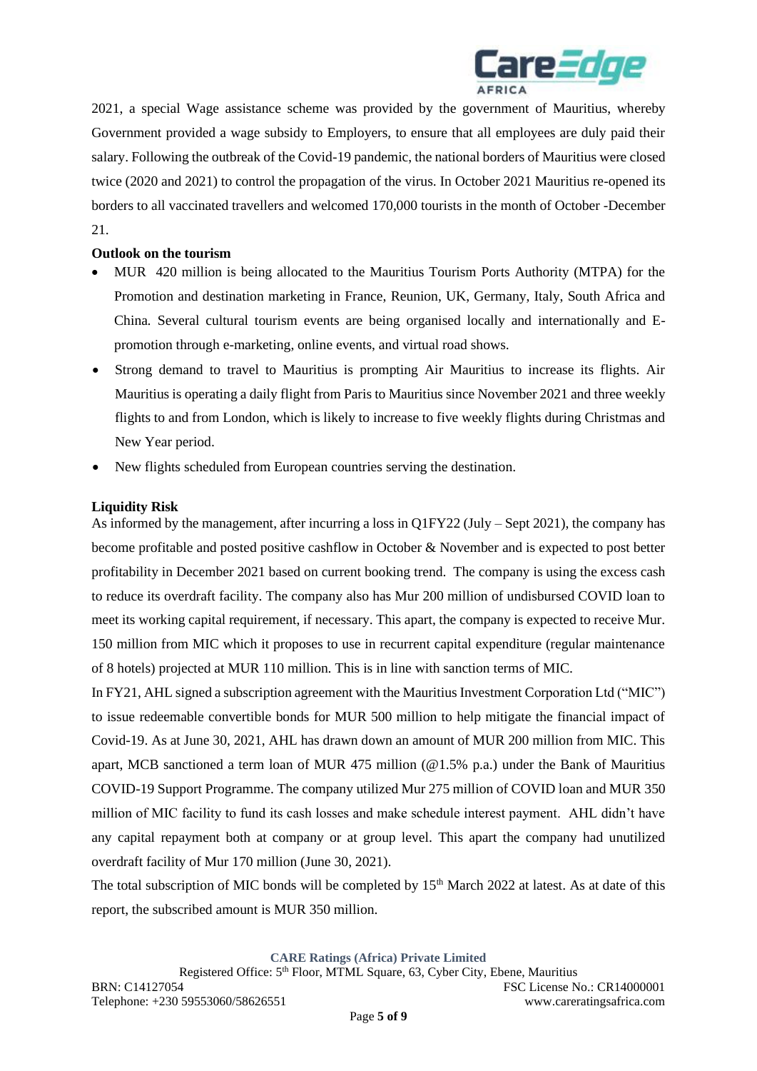2021, a special Wage assistance scheme was provided by the government of Mauritius, whereby Government provided a wage subsidy to Employers, to ensure that all employees are duly paid their salary. Following the outbreak of the Covid-19 pandemic, the national borders of Mauritius were closed twice (2020 and 2021) to control the propagation of the virus. In October 2021 Mauritius re-opened its borders to all vaccinated travellers and welcomed 170,000 tourists in the month of October -December 21.

**Outlook on the tourism**

- MUR 420 million is being allocated to the Mauritius Tourism Ports Authority (MTPA) for the Promotion and destination marketing in France, Reunion, UK, Germany, Italy, South Africa and China. Several cultural tourism events are being organised locally and internationally and E-promotion through e-marketing, online events, and virtual road shows.
- Strong demand to travel to Mauritius is prompting Air Mauritius to increase its flights. Air Mauritius is operating a daily flight from Paris to Mauritius since November 2021 and three weekly flights to and from London, which is likely to increase to five weekly flights during Christmas and New Year period.
- New flights scheduled from European countries serving the destination.

**Liquidity Risk**

As informed by the management, after incurring a loss in Q1FY22 (July – Sept 2021), the company has become profitable and posted positive cashflow in October & November and is expected to post better profitability in December 2021 based on current booking trend. The company is using the excess cash to reduce its overdraft facility. The company also has Mur 200 million of undisbursed COVID loan to meet its working capital requirement, if necessary. This apart, the company is expected to receive Mur. 150 million from MIC which it proposes to use in recurrent capital expenditure (regular maintenance of 8 hotels) projected at MUR 110 million. This is in line with sanction terms of MIC.

In FY21, AHL signed a subscription agreement with the Mauritius Investment Corporation Ltd ("MIC") to issue redeemable convertible bonds for MUR 500 million to help mitigate the financial impact of Covid-19. As at June 30, 2021, AHL has drawn down an amount of MUR 200 million from MIC. This apart, MCB sanctioned a term loan of MUR 475 million (@1.5% p.a.) under the Bank of Mauritius COVID-19 Support Programme. The company utilized Mur 275 million of COVID loan and MUR 350 million of MIC facility to fund its cash losses and make schedule interest payment. AHL didn't have any capital repayment both at company or at group level. This apart the company had unutilized overdraft facility of Mur 170 million (June 30, 2021).

The total subscription of MIC bonds will be completed by 15th March 2022 at latest. As at date of this report, the subscribed amount is MUR 350 million.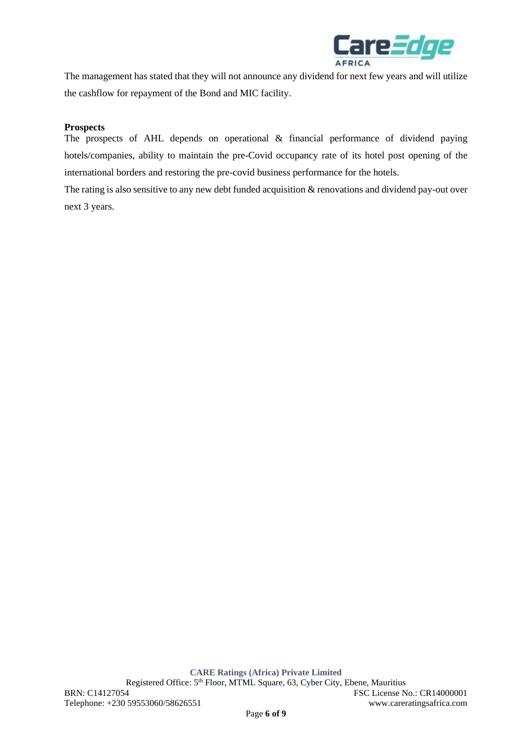The management has stated that they will not announce any dividend for next few years and will utilize the cashflow for repayment of the Bond and MIC facility.

**Prospects**

The prospects of AHL depends on operational & financial performance of dividend paying hotels/companies, ability to maintain the pre-Covid occupancy rate of its hotel post opening of the international borders and restoring the pre-covid business performance for the hotels.

The rating is also sensitive to any new debt funded acquisition & renovations and dividend pay-out over next 3 years.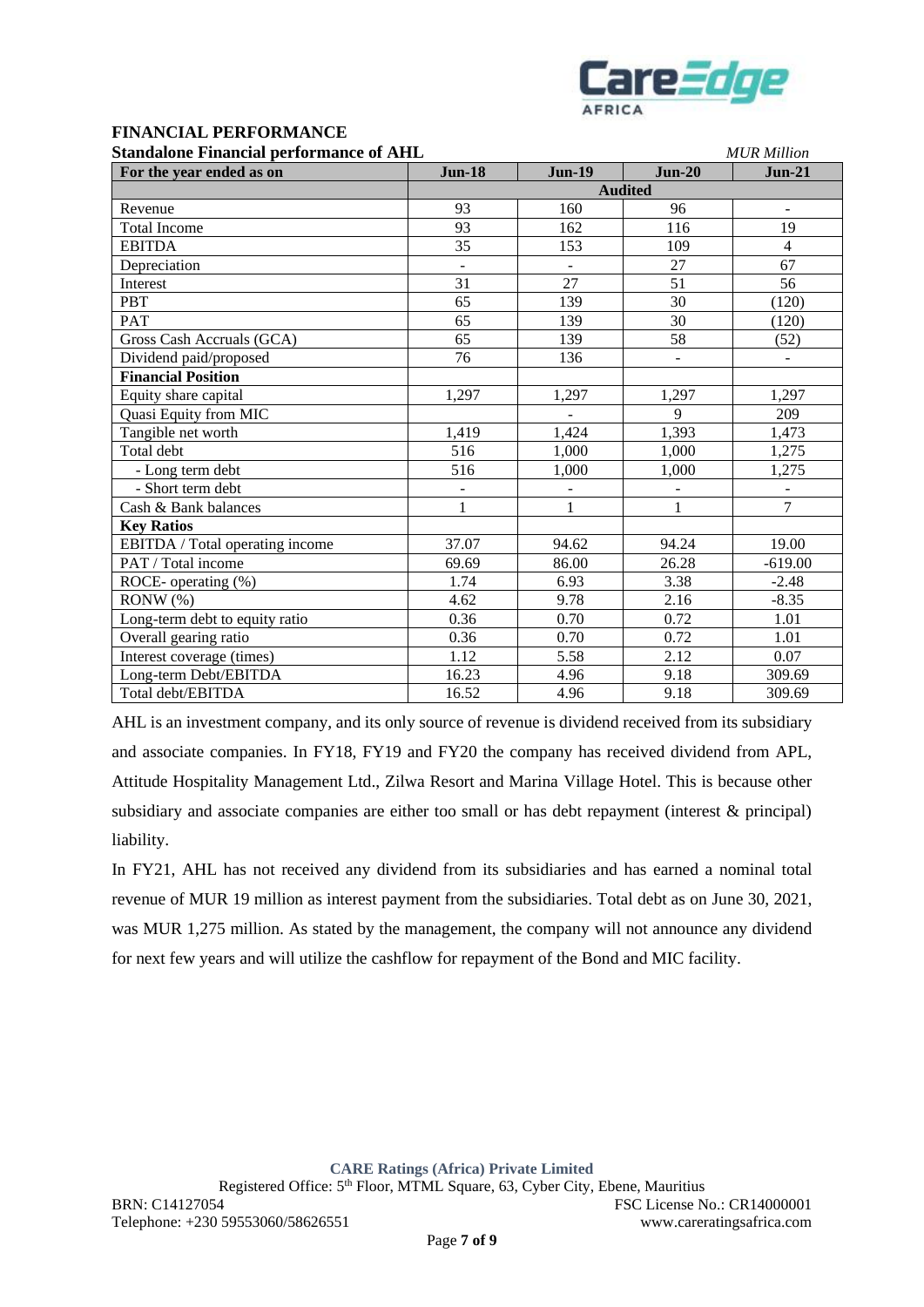## FINANCIAL PERFORMANCE

**Standalone Financial performance of AHL** *MUR Million*

| For the year ended as on | Jun-18 | Jun-19 | Jun-20 | Jun-21 |
|---|---|---|---|---|
| | **Audited** | | | |
| Revenue | 93 | 160 | 96 | - |
| Total Income | 93 | 162 | 116 | 19 |
| EBITDA | 35 | 153 | 109 | 4 |
| Depreciation | - | - | 27 | 67 |
| Interest | 31 | 27 | 51 | 56 |
| PBT | 65 | 139 | 30 | (120) |
| PAT | 65 | 139 | 30 | (120) |
| Gross Cash Accruals (GCA) | 65 | 139 | 58 | (52) |
| Dividend paid/proposed | 76 | 136 | - | - |
| **Financial Position** | | | | |
| Equity share capital | 1,297 | 1,297 | 1,297 | 1,297 |
| Quasi Equity from MIC | | - | 9 | 209 |
| Tangible net worth | 1,419 | 1,424 | 1,393 | 1,473 |
| Total debt | 516 | 1,000 | 1,000 | 1,275 |
| - Long term debt | 516 | 1,000 | 1,000 | 1,275 |
| - Short term debt | - | - | - | - |
| Cash & Bank balances | 1 | 1 | 1 | 7 |
| **Key Ratios** | | | | |
| EBITDA / Total operating income | 37.07 | 94.62 | 94.24 | 19.00 |
| PAT / Total income | 69.69 | 86.00 | 26.28 | -619.00 |
| ROCE- operating (%) | 1.74 | 6.93 | 3.38 | -2.48 |
| RONW (%) | 4.62 | 9.78 | 2.16 | -8.35 |
| Long-term debt to equity ratio | 0.36 | 0.70 | 0.72 | 1.01 |
| Overall gearing ratio | 0.36 | 0.70 | 0.72 | 1.01 |
| Interest coverage (times) | 1.12 | 5.58 | 2.12 | 0.07 |
| Long-term Debt/EBITDA | 16.23 | 4.96 | 9.18 | 309.69 |
| Total debt/EBITDA | 16.52 | 4.96 | 9.18 | 309.69 |

AHL is an investment company, and its only source of revenue is dividend received from its subsidiary and associate companies. In FY18, FY19 and FY20 the company has received dividend from APL, Attitude Hospitality Management Ltd., Zilwa Resort and Marina Village Hotel. This is because other subsidiary and associate companies are either too small or has debt repayment (interest & principal) liability.

In FY21, AHL has not received any dividend from its subsidiaries and has earned a nominal total revenue of MUR 19 million as interest payment from the subsidiaries. Total debt as on June 30, 2021, was MUR 1,275 million. As stated by the management, the company will not announce any dividend for next few years and will utilize the cashflow for repayment of the Bond and MIC facility.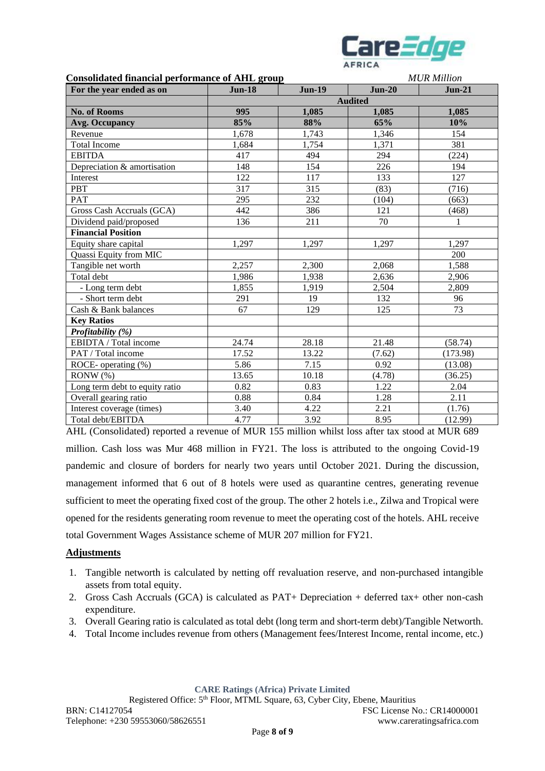**Consolidated financial performance of AHL group** *MUR Million*

| For the year ended as on | Jun-18 | Jun-19 | Jun-20 | Jun-21 |
|---|---|---|---|---|
| | Audited | | | |
| **No. of Rooms** | **995** | **1,085** | **1,085** | **1,085** |
| **Avg. Occupancy** | **85%** | **88%** | **65%** | **10%** |
| Revenue | 1,678 | 1,743 | 1,346 | 154 |
| Total Income | 1,684 | 1,754 | 1,371 | 381 |
| EBITDA | 417 | 494 | 294 | (224) |
| Depreciation & amortisation | 148 | 154 | 226 | 194 |
| Interest | 122 | 117 | 133 | 127 |
| PBT | 317 | 315 | (83) | (716) |
| PAT | 295 | 232 | (104) | (663) |
| Gross Cash Accruals (GCA) | 442 | 386 | 121 | (468) |
| Dividend paid/proposed | 136 | 211 | 70 | 1 |
| **Financial Position** | | | | |
| Equity share capital | 1,297 | 1,297 | 1,297 | 1,297 |
| Quassi Equity from MIC | | | | 200 |
| Tangible net worth | 2,257 | 2,300 | 2,068 | 1,588 |
| Total debt | 1,986 | 1,938 | 2,636 | 2,906 |
| - Long term debt | 1,855 | 1,919 | 2,504 | 2,809 |
| - Short term debt | 291 | 19 | 132 | 96 |
| Cash & Bank balances | 67 | 129 | 125 | 73 |
| **Key Ratios** | | | | |
| ***Profitability (%)*** | | | | |
| EBIDTA / Total income | 24.74 | 28.18 | 21.48 | (58.74) |
| PAT / Total income | 17.52 | 13.22 | (7.62) | (173.98) |
| ROCE- operating (%) | 5.86 | 7.15 | 0.92 | (13.08) |
| RONW (%) | 13.65 | 10.18 | (4.78) | (36.25) |
| Long term debt to equity ratio | 0.82 | 0.83 | 1.22 | 2.04 |
| Overall gearing ratio | 0.88 | 0.84 | 1.28 | 2.11 |
| Interest coverage (times) | 3.40 | 4.22 | 2.21 | (1.76) |
| Total debt/EBITDA | 4.77 | 3.92 | 8.95 | (12.99) |

AHL (Consolidated) reported a revenue of MUR 155 million whilst loss after tax stood at MUR 689 million. Cash loss was Mur 468 million in FY21. The loss is attributed to the ongoing Covid-19 pandemic and closure of borders for nearly two years until October 2021. During the discussion, management informed that 6 out of 8 hotels were used as quarantine centres, generating revenue sufficient to meet the operating fixed cost of the group. The other 2 hotels i.e., Zilwa and Tropical were opened for the residents generating room revenue to meet the operating cost of the hotels. AHL receive total Government Wages Assistance scheme of MUR 207 million for FY21.

**Adjustments**

1. Tangible networth is calculated by netting off revaluation reserve, and non-purchased intangible assets from total equity.
2. Gross Cash Accruals (GCA) is calculated as PAT+ Depreciation + deferred tax+ other non-cash expenditure.
3. Overall Gearing ratio is calculated as total debt (long term and short-term debt)/Tangible Networth.
4. Total Income includes revenue from others (Management fees/Interest Income, rental income, etc.)

**CARE Ratings (Africa) Private Limited**
Registered Office: 5th Floor, MTML Square, 63, Cyber City, Ebene, Mauritius
BRN: C14127054 FSC License No.: CR14000001
Telephone: +230 59553060/58626551 www.careratingsafrica.com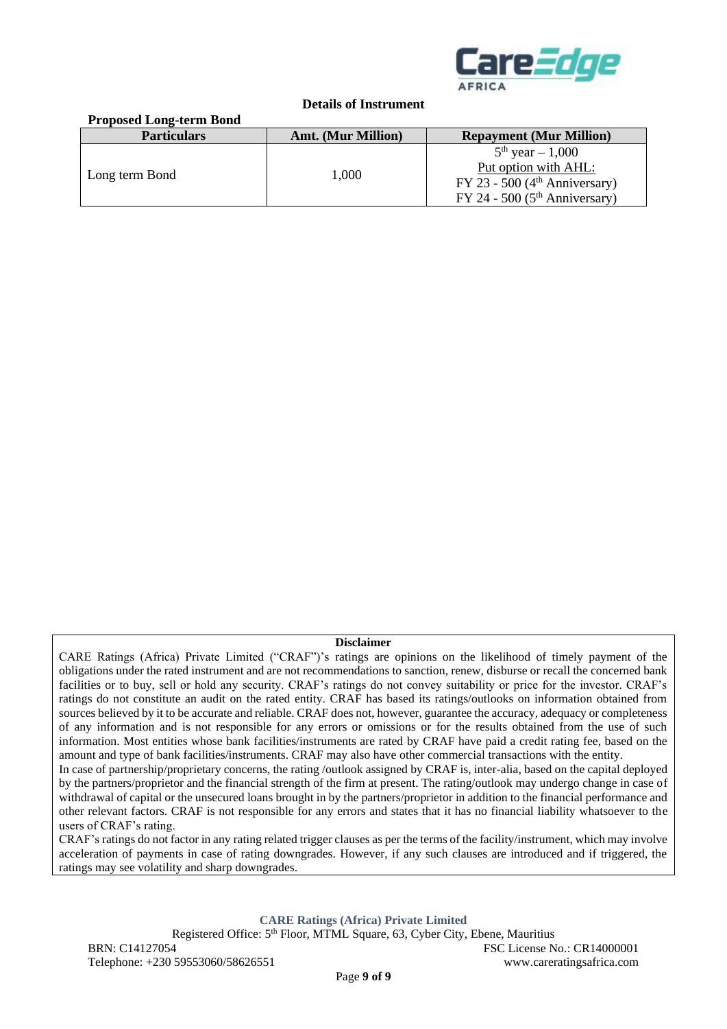## Details of Instrument

**Proposed Long-term Bond**

| Particulars | Amt. (Mur Million) | Repayment (Mur Million) |
| --- | --- | --- |
| Long term Bond | 1,000 | 5th year – 1,000<br>Put option with AHL:<br>FY 23 - 500 (4th Anniversary)<br>FY 24 - 500 (5th Anniversary) |

**Disclaimer**

CARE Ratings (Africa) Private Limited ("CRAF")'s ratings are opinions on the likelihood of timely payment of the obligations under the rated instrument and are not recommendations to sanction, renew, disburse or recall the concerned bank facilities or to buy, sell or hold any security. CRAF's ratings do not convey suitability or price for the investor. CRAF's ratings do not constitute an audit on the rated entity. CRAF has based its ratings/outlooks on information obtained from sources believed by it to be accurate and reliable. CRAF does not, however, guarantee the accuracy, adequacy or completeness of any information and is not responsible for any errors or omissions or for the results obtained from the use of such information. Most entities whose bank facilities/instruments are rated by CRAF have paid a credit rating fee, based on the amount and type of bank facilities/instruments. CRAF may also have other commercial transactions with the entity.

In case of partnership/proprietary concerns, the rating /outlook assigned by CRAF is, inter-alia, based on the capital deployed by the partners/proprietor and the financial strength of the firm at present. The rating/outlook may undergo change in case of withdrawal of capital or the unsecured loans brought in by the partners/proprietor in addition to the financial performance and other relevant factors. CRAF is not responsible for any errors and states that it has no financial liability whatsoever to the users of CRAF's rating.

CRAF's ratings do not factor in any rating related trigger clauses as per the terms of the facility/instrument, which may involve acceleration of payments in case of rating downgrades. However, if any such clauses are introduced and if triggered, the ratings may see volatility and sharp downgrades.